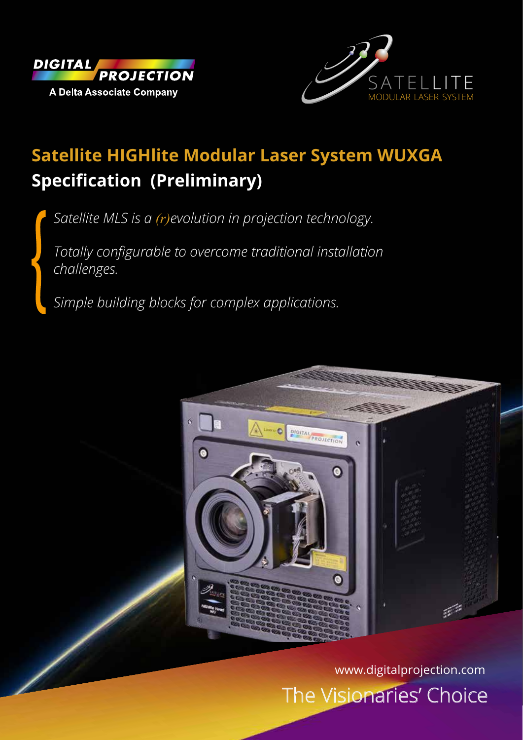DIGITAL PROJECTION

A Delta Associate Company

SATELLITE
MODULAR LASER SYSTEM

# Satellite HIGHlite Modular Laser System WUXGA
## Specification (Preliminary)

*Satellite MLS is a (r)evolution in projection technology.*

*Totally configurable to overcome traditional installation challenges.*

*Simple building blocks for complex applications.*

www.digitalprojection.com

The Visionaries' Choice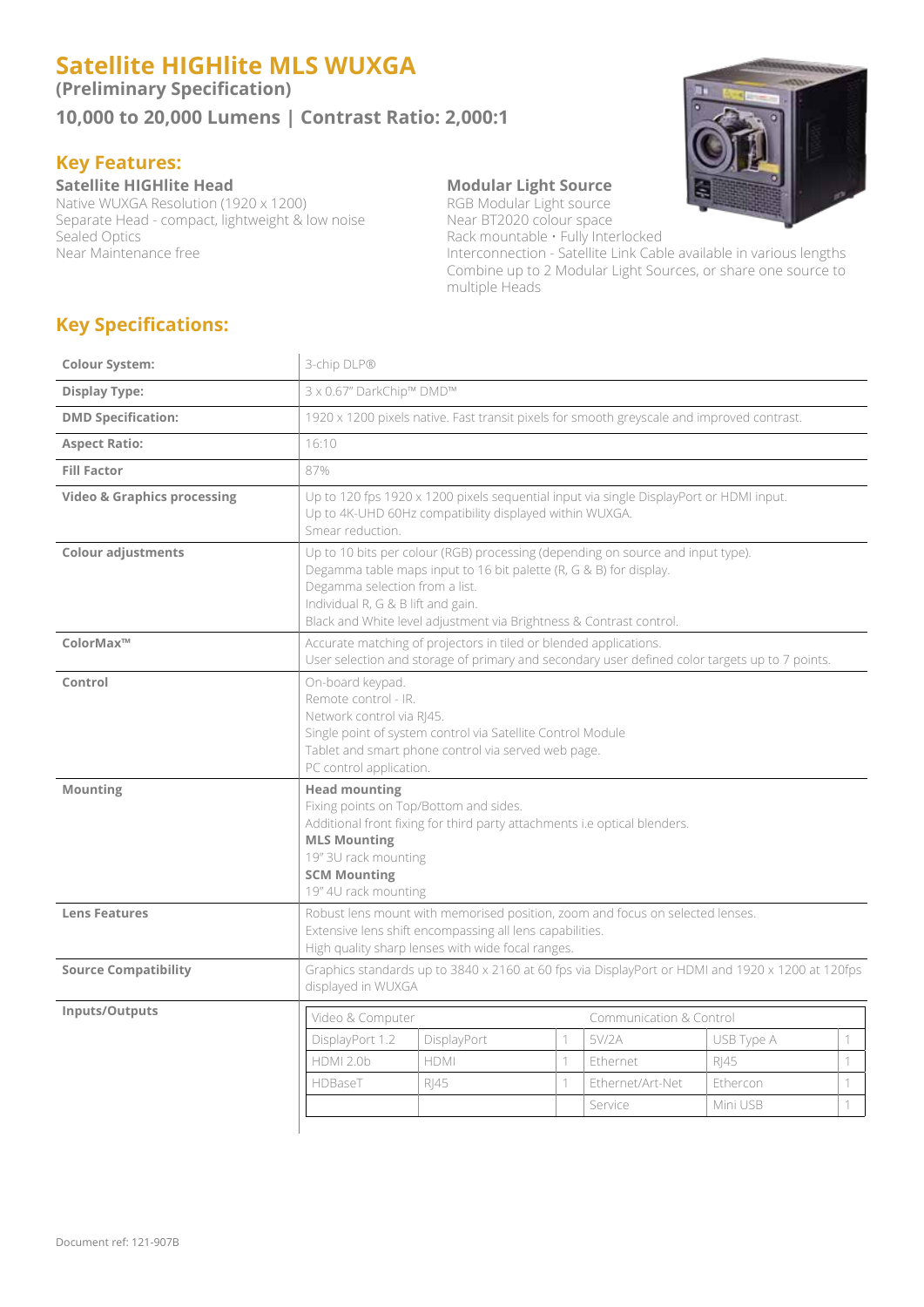# Satellite HIGHlite MLS WUXGA

**(Preliminary Specification)**

## 10,000 to 20,000 Lumens | Contrast Ratio: 2,000:1

## Key Features:

### Satellite HIGHlite Head

Native WUXGA Resolution (1920 x 1200)
Separate Head - compact, lightweight & low noise
Sealed Optics
Near Maintenance free

### Modular Light Source

RGB Modular Light source
Near BT2020 colour space
Rack mountable • Fully Interlocked
Interconnection - Satellite Link Cable available in various lengths
Combine up to 2 Modular Light Sources, or share one source to multiple Heads

## Key Specifications:

| | |
|---|---|
| **Colour System:** | 3-chip DLP® |
| **Display Type:** | 3 x 0.67" DarkChip™ DMD™ |
| **DMD Specification:** | 1920 x 1200 pixels native. Fast transit pixels for smooth greyscale and improved contrast. |
| **Aspect Ratio:** | 16:10 |
| **Fill Factor** | 87% |
| **Video & Graphics processing** | Up to 120 fps 1920 x 1200 pixels sequential input via single DisplayPort or HDMI input.<br>Up to 4K-UHD 60Hz compatibility displayed within WUXGA.<br>Smear reduction. |
| **Colour adjustments** | Up to 10 bits per colour (RGB) processing (depending on source and input type).<br>Degamma table maps input to 16 bit palette (R, G & B) for display.<br>Degamma selection from a list.<br>Individual R, G & B lift and gain.<br>Black and White level adjustment via Brightness & Contrast control. |
| **ColorMax™** | Accurate matching of projectors in tiled or blended applications.<br>User selection and storage of primary and secondary user defined color targets up to 7 points. |
| **Control** | On-board keypad.<br>Remote control - IR.<br>Network control via RJ45.<br>Single point of system control via Satellite Control Module<br>Tablet and smart phone control via served web page.<br>PC control application. |
| **Mounting** | **Head mounting**<br>Fixing points on Top/Bottom and sides.<br>Additional front fixing for third party attachments i.e optical blenders.<br>**MLS Mounting**<br>19" 3U rack mounting<br>**SCM Mounting**<br>19" 4U rack mounting |
| **Lens Features** | Robust lens mount with memorised position, zoom and focus on selected lenses.<br>Extensive lens shift encompassing all lens capabilities.<br>High quality sharp lenses with wide focal ranges. |
| **Source Compatibility** | Graphics standards up to 3840 x 2160 at 60 fps via DisplayPort or HDMI and 1920 x 1200 at 120fps displayed in WUXGA |

**Inputs/Outputs**

| Video & Computer | | | Communication & Control | | |
|---|---|---|---|---|---|
| DisplayPort 1.2 | DisplayPort | 1 | 5V/2A | USB Type A | 1 |
| HDMI 2.0b | HDMI | 1 | Ethernet | RJ45 | 1 |
| HDBaseT | RJ45 | 1 | Ethernet/Art-Net | Ethercon | 1 |
| | | | Service | Mini USB | 1 |

Document ref: 121-907B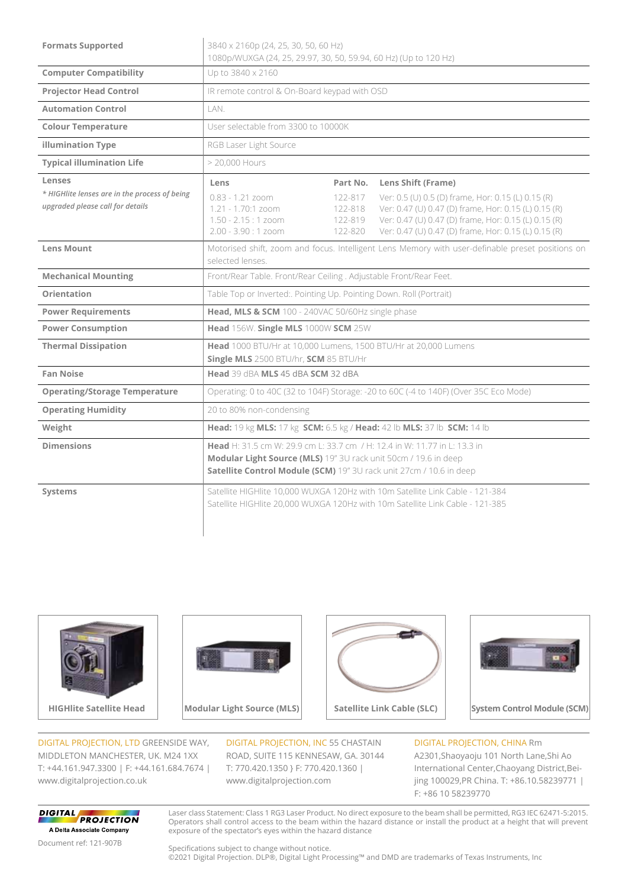| | |
|---|---|
| **Formats Supported** | 3840 x 2160p (24, 25, 30, 50, 60 Hz)<br>1080p/WUXGA (24, 25, 29.97, 30, 50, 59.94, 60 Hz) (Up to 120 Hz) |
| **Computer Compatibility** | Up to 3840 x 2160 |
| **Projector Head Control** | IR remote control & On-Board keypad with OSD |
| **Automation Control** | LAN. |
| **Colour Temperature** | User selectable from 3300 to 10000K |
| **illumination Type** | RGB Laser Light Source |
| **Typical illumination Life** | > 20,000 Hours |
| **Lenses**<br>*\* HIGHlite lenses are in the process of being upgraded please call for details* | **Lens** / **Part No.** / **Lens Shift (Frame)**<br>0.83 - 1.21 zoom / 122-817 / Ver: 0.5 (U) 0.5 (D) frame, Hor: 0.15 (L) 0.15 (R)<br>1.21 - 1.70:1 zoom / 122-818 / Ver: 0.47 (U) 0.47 (D) frame, Hor: 0.15 (L) 0.15 (R)<br>1.50 - 2.15 : 1 zoom / 122-819 / Ver: 0.47 (U) 0.47 (D) frame, Hor: 0.15 (L) 0.15 (R)<br>2.00 - 3.90 : 1 zoom / 122-820 / Ver: 0.47 (U) 0.47 (D) frame, Hor: 0.15 (L) 0.15 (R) |
| **Lens Mount** | Motorised shift, zoom and focus. Intelligent Lens Memory with user-definable preset positions on selected lenses. |
| **Mechanical Mounting** | Front/Rear Table. Front/Rear Ceiling . Adjustable Front/Rear Feet. |
| **Orientation** | Table Top or Inverted:. Pointing Up. Pointing Down. Roll (Portrait) |
| **Power Requirements** | **Head, MLS & SCM** 100 - 240VAC 50/60Hz single phase |
| **Power Consumption** | **Head** 156W. **Single MLS** 1000W **SCM** 25W |
| **Thermal Dissipation** | **Head** 1000 BTU/Hr at 10,000 Lumens, 1500 BTU/Hr at 20,000 Lumens<br>**Single MLS** 2500 BTU/hr, **SCM** 85 BTU/Hr |
| **Fan Noise** | **Head** 39 dBA **MLS** 45 dBA **SCM** 32 dBA |
| **Operating/Storage Temperature** | Operating: 0 to 40C (32 to 104F) Storage: -20 to 60C (-4 to 140F) (Over 35C Eco Mode) |
| **Operating Humidity** | 20 to 80% non-condensing |
| **Weight** | **Head:** 19 kg **MLS:** 17 kg **SCM:** 6.5 kg / **Head:** 42 lb **MLS:** 37 lb **SCM:** 14 lb |
| **Dimensions** | **Head** H: 31.5 cm W: 29.9 cm L: 33.7 cm / H: 12.4 in W: 11.77 in L: 13.3 in<br>**Modular Light Source (MLS)** 19" 3U rack unit 50cm / 19.6 in deep<br>**Satellite Control Module (SCM)** 19" 3U rack unit 27cm / 10.6 in deep |
| **Systems** | Satellite HIGHlite 10,000 WUXGA 120Hz with 10m Satellite Link Cable - 121-384<br>Satellite HIGHlite 20,000 WUXGA 120Hz with 10m Satellite Link Cable - 121-385 |

**HIGHlite Satellite Head**

**Modular Light Source (MLS)**

**Satellite Link Cable (SLC)**

**System Control Module (SCM)**

DIGITAL PROJECTION, LTD GREENSIDE WAY, MIDDLETON MANCHESTER, UK. M24 1XX T: +44.161.947.3300 | F: +44.161.684.7674 | www.digitalprojection.co.uk

DIGITAL PROJECTION, INC 55 CHASTAIN ROAD, SUITE 115 KENNESAW, GA. 30144 T: 770.420.1350 } F: 770.420.1360 | www.digitalprojection.com

DIGITAL PROJECTION, CHINA Rm A2301,Shaoyaoju 101 North Lane,Shi Ao International Center,Chaoyang District,Beijing 100029,PR China. T: +86.10.58239771 | F: +86 10 58239770

DIGITAL PROJECTION
A Delta Associate Company

Document ref: 121-907B

Laser class Statement: Class 1 RG3 Laser Product. No direct exposure to the beam shall be permitted, RG3 IEC 62471-5:2015. Operators shall control access to the beam within the hazard distance or install the product at a height that will prevent exposure of the spectator's eyes within the hazard distance

Specifications subject to change without notice.
©2021 Digital Projection. DLP®, Digital Light Processing™ and DMD are trademarks of Texas Instruments, Inc